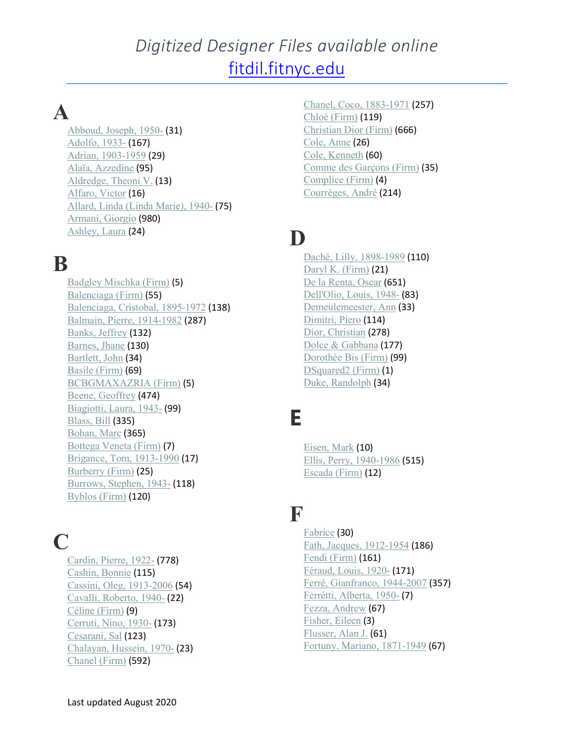# *Digitized Designer Files available online*

## [fitdil.fitnyc.edu](https://fitdil.fitnyc.edu)

# A

- Abboud, Joseph, 1950- (31)
- Adolfo, 1933- (167)
- Adrian, 1903-1959 (29)
- Alaïa, Azzedine (95)
- Aldredge, Theoni V. (13)
- Alfaro, Victor (16)
- Allard, Linda (Linda Marie), 1940- (75)
- Armani, Giorgio (980)
- Ashley, Laura (24)

# B

- Badgley Mischka (Firm) (5)
- Balenciaga (Firm) (55)
- Balenciaga, Cristobal, 1895-1972 (138)
- Balmain, Pierre, 1914-1982 (287)
- Banks, Jeffrey (132)
- Barnes, Jhane (130)
- Bartlett, John (34)
- Basile (Firm) (69)
- BCBGMAXAZRIA (Firm) (5)
- Beene, Geoffrey (474)
- Biagiotti, Laura, 1943- (99)
- Blass, Bill (335)
- Bohan, Marc (365)
- Bottega Veneta (Firm) (7)
- Brigance, Tom, 1913-1990 (17)
- Burberry (Firm) (25)
- Burrows, Stephen, 1943- (118)
- Byblos (Firm) (120)

# C

- Cardin, Pierre, 1922- (778)
- Cashin, Bonnie (115)
- Cassini, Oleg, 1913-2006 (54)
- Cavalli, Roberto, 1940- (22)
- Céline (Firm) (9)
- Cerruti, Nino, 1930- (173)
- Cesarani, Sal (123)
- Chalayan, Hussein, 1970- (23)
- Chanel (Firm) (592)
- Chanel, Coco, 1883-1971 (257)
- Chloé (Firm) (119)
- Christian Dior (Firm) (666)
- Cole, Anne (26)
- Cole, Kenneth (60)
- Comme des Garçons (Firm) (35)
- Complice (Firm) (4)
- Courrèges, André (214)

# D

- Daché, Lilly, 1898-1989 (110)
- Daryl K. (Firm) (21)
- De la Renta, Oscar (651)
- Dell'Olio, Louis, 1948- (83)
- Demeulemeester, Ann (33)
- Dimitri, Piero (114)
- Dior, Christian (278)
- Dolce & Gabbana (177)
- Dorothée Bis (Firm) (99)
- DSquared2 (Firm) (1)
- Duke, Randolph (34)

# E

- Eisen, Mark (10)
- Ellis, Perry, 1940-1986 (515)
- Escada (Firm) (12)

# F

- Fabrice (30)
- Fath, Jacques, 1912-1954 (186)
- Fendi (Firm) (161)
- Féraud, Louis, 1920- (171)
- Ferré, Gianfranco, 1944-2007 (357)
- Ferrétti, Alberta, 1950- (7)
- Fezza, Andrew (67)
- Fisher, Eileen (3)
- Flusser, Alan J. (61)
- Fortuny, Mariano, 1871-1949 (67)

Last updated August 2020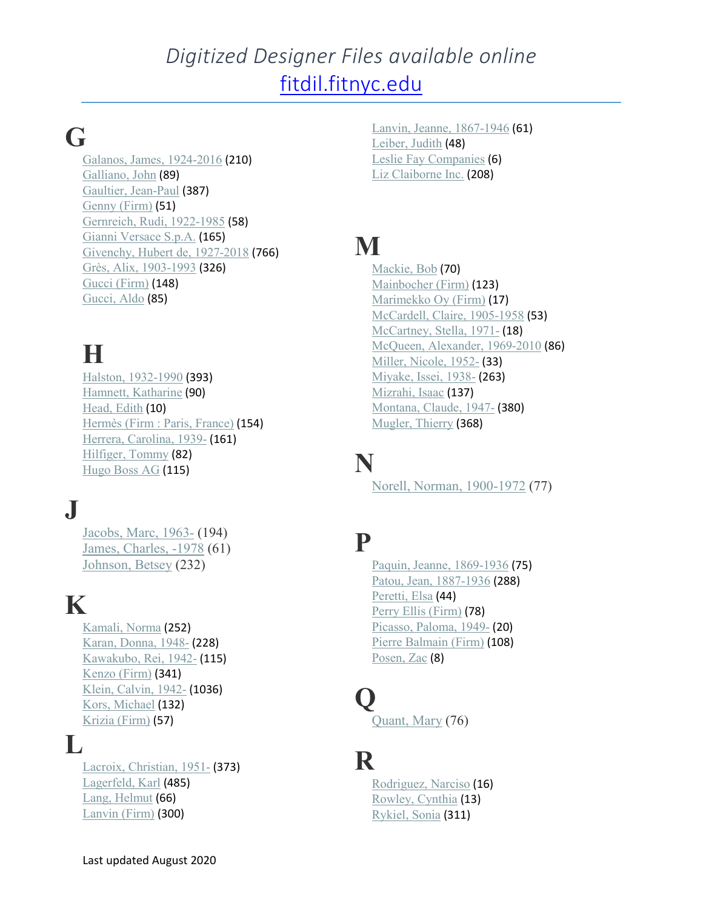# *Digitized Designer Files available online*

fitdil.fitnyc.edu

## G

- Galanos, James, 1924-2016 (210)
- Galliano, John (89)
- Gaultier, Jean-Paul (387)
- Genny (Firm) (51)
- Gernreich, Rudi, 1922-1985 (58)
- Gianni Versace S.p.A. (165)
- Givenchy, Hubert de, 1927-2018 (766)
- Grès, Alix, 1903-1993 (326)
- Gucci (Firm) (148)
- Gucci, Aldo (85)

## H

- Halston, 1932-1990 (393)
- Hamnett, Katharine (90)
- Head, Edith (10)
- Hermès (Firm : Paris, France) (154)
- Herrera, Carolina, 1939- (161)
- Hilfiger, Tommy (82)
- Hugo Boss AG (115)

## J

- Jacobs, Marc, 1963- (194)
- James, Charles, -1978 (61)
- Johnson, Betsey (232)

## K

- Kamali, Norma (252)
- Karan, Donna, 1948- (228)
- Kawakubo, Rei, 1942- (115)
- Kenzo (Firm) (341)
- Klein, Calvin, 1942- (1036)
- Kors, Michael (132)
- Krizia (Firm) (57)

## L

- Lacroix, Christian, 1951- (373)
- Lagerfeld, Karl (485)
- Lang, Helmut (66)
- Lanvin (Firm) (300)
- Lanvin, Jeanne, 1867-1946 (61)
- Leiber, Judith (48)
- Leslie Fay Companies (6)
- Liz Claiborne Inc. (208)

## M

- Mackie, Bob (70)
- Mainbocher (Firm) (123)
- Marimekko Oy (Firm) (17)
- McCardell, Claire, 1905-1958 (53)
- McCartney, Stella, 1971- (18)
- McQueen, Alexander, 1969-2010 (86)
- Miller, Nicole, 1952- (33)
- Miyake, Issei, 1938- (263)
- Mizrahi, Isaac (137)
- Montana, Claude, 1947- (380)
- Mugler, Thierry (368)

## N

- Norell, Norman, 1900-1972 (77)

## P

- Paquin, Jeanne, 1869-1936 (75)
- Patou, Jean, 1887-1936 (288)
- Peretti, Elsa (44)
- Perry Ellis (Firm) (78)
- Picasso, Paloma, 1949- (20)
- Pierre Balmain (Firm) (108)
- Posen, Zac (8)

## Q

- Quant, Mary (76)

## R

- Rodriguez, Narciso (16)
- Rowley, Cynthia (13)
- Rykiel, Sonia (311)

Last updated August 2020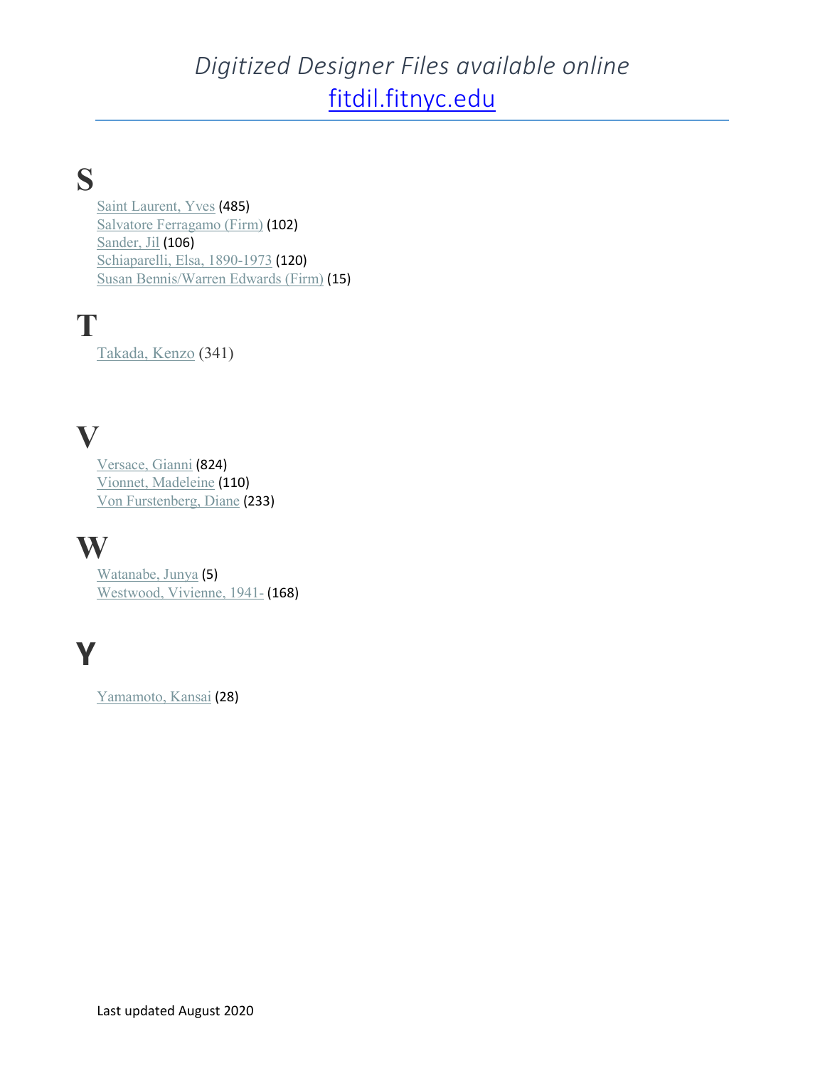*Digitized Designer Files available online*
fitdil.fitnyc.edu

# S

Saint Laurent, Yves (485)
Salvatore Ferragamo (Firm) (102)
Sander, Jil (106)
Schiaparelli, Elsa, 1890-1973 (120)
Susan Bennis/Warren Edwards (Firm) (15)

# T

Takada, Kenzo (341)

# V

Versace, Gianni (824)
Vionnet, Madeleine (110)
Von Furstenberg, Diane (233)

# W

Watanabe, Junya (5)
Westwood, Vivienne, 1941- (168)

# Y

Yamamoto, Kansai (28)

Last updated August 2020